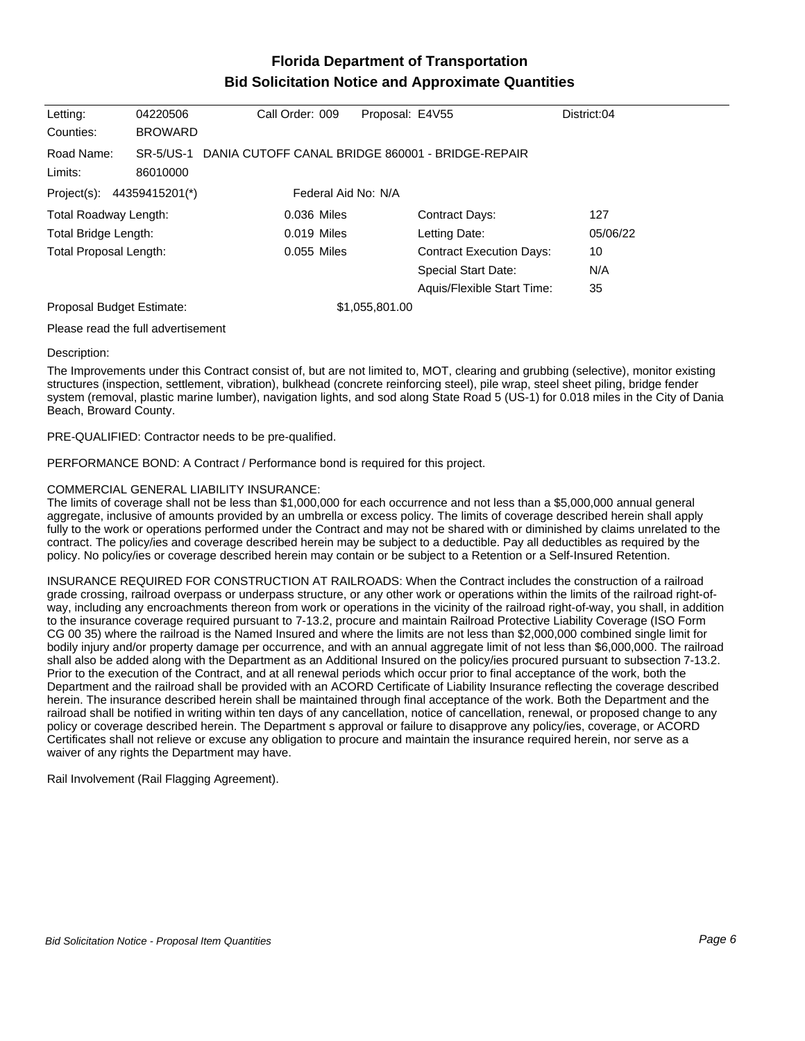# Florida Department of Transportation
## Bid Solicitation Notice and Approximate Quantities

| | | | | |
|---|---|---|---|---|
| Letting: | 04220506 | Call Order: 009 | Proposal: E4V55 | District:04 |
| Counties: | BROWARD | | | |

Road Name: SR-5/US-1 DANIA CUTOFF CANAL BRIDGE 860001 - BRIDGE-REPAIR

Limits: 86010000

Project(s): 44359415201(*) Federal Aid No: N/A

| | | | |
|---|---|---|---|
| Total Roadway Length: | 0.036 Miles | Contract Days: | 127 |
| Total Bridge Length: | 0.019 Miles | Letting Date: | 05/06/22 |
| Total Proposal Length: | 0.055 Miles | Contract Execution Days: | 10 |
| | | Special Start Date: | N/A |
| | | Aquis/Flexible Start Time: | 35 |
| Proposal Budget Estimate: | $1,055,801.00 | | |

Please read the full advertisement

Description:

The Improvements under this Contract consist of, but are not limited to, MOT, clearing and grubbing (selective), monitor existing structures (inspection, settlement, vibration), bulkhead (concrete reinforcing steel), pile wrap, steel sheet piling, bridge fender system (removal, plastic marine lumber), navigation lights, and sod along State Road 5 (US-1) for 0.018 miles in the City of Dania Beach, Broward County.

PRE-QUALIFIED: Contractor needs to be pre-qualified.

PERFORMANCE BOND: A Contract / Performance bond is required for this project.

COMMERCIAL GENERAL LIABILITY INSURANCE:
The limits of coverage shall not be less than $1,000,000 for each occurrence and not less than a $5,000,000 annual general aggregate, inclusive of amounts provided by an umbrella or excess policy. The limits of coverage described herein shall apply fully to the work or operations performed under the Contract and may not be shared with or diminished by claims unrelated to the contract. The policy/ies and coverage described herein may be subject to a deductible. Pay all deductibles as required by the policy. No policy/ies or coverage described herein may contain or be subject to a Retention or a Self-Insured Retention.

INSURANCE REQUIRED FOR CONSTRUCTION AT RAILROADS: When the Contract includes the construction of a railroad grade crossing, railroad overpass or underpass structure, or any other work or operations within the limits of the railroad right-of-way, including any encroachments thereon from work or operations in the vicinity of the railroad right-of-way, you shall, in addition to the insurance coverage required pursuant to 7-13.2, procure and maintain Railroad Protective Liability Coverage (ISO Form CG 00 35) where the railroad is the Named Insured and where the limits are not less than $2,000,000 combined single limit for bodily injury and/or property damage per occurrence, and with an annual aggregate limit of not less than $6,000,000. The railroad shall also be added along with the Department as an Additional Insured on the policy/ies procured pursuant to subsection 7-13.2. Prior to the execution of the Contract, and at all renewal periods which occur prior to final acceptance of the work, both the Department and the railroad shall be provided with an ACORD Certificate of Liability Insurance reflecting the coverage described herein. The insurance described herein shall be maintained through final acceptance of the work. Both the Department and the railroad shall be notified in writing within ten days of any cancellation, notice of cancellation, renewal, or proposed change to any policy or coverage described herein. The Department s approval or failure to disapprove any policy/ies, coverage, or ACORD Certificates shall not relieve or excuse any obligation to procure and maintain the insurance required herein, nor serve as a waiver of any rights the Department may have.

Rail Involvement (Rail Flagging Agreement).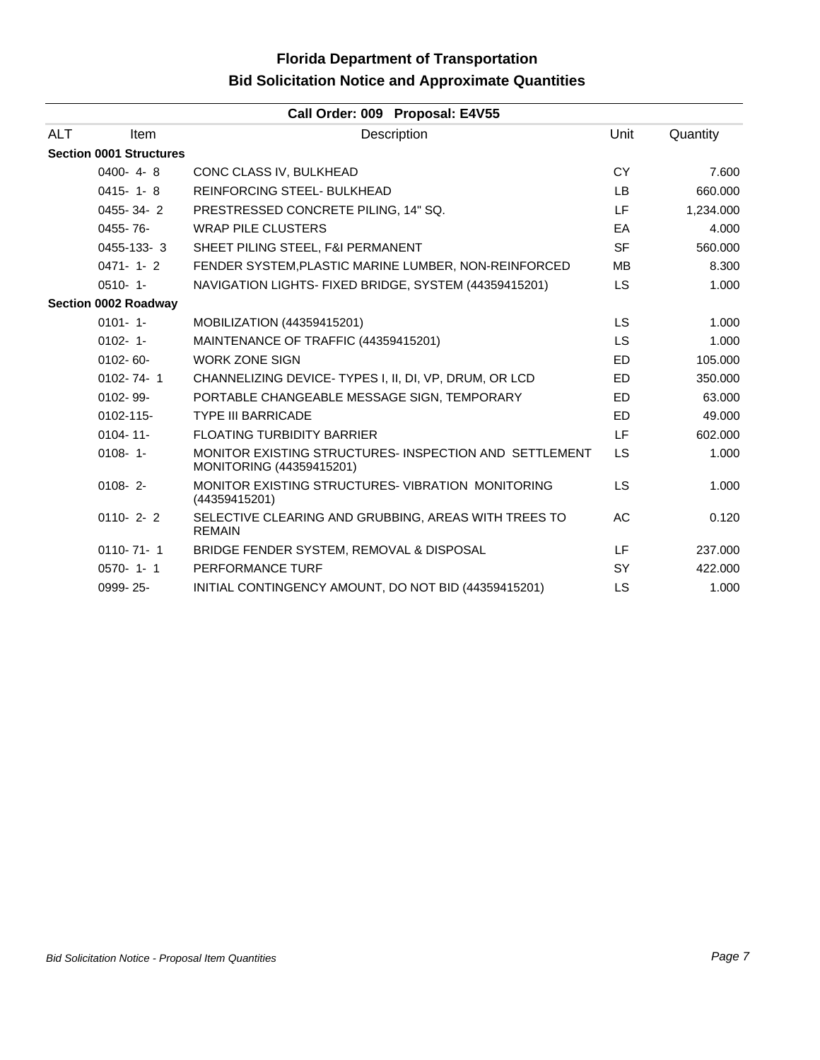# Florida Department of Transportation

## Bid Solicitation Notice and Approximate Quantities

**Call Order: 009 Proposal: E4V55**

| ALT | Item | Description | Unit | Quantity |
|---|---|---|---|---|
| **Section 0001 Structures** | | | | |
| | 0400- 4- 8 | CONC CLASS IV, BULKHEAD | CY | 7.600 |
| | 0415- 1- 8 | REINFORCING STEEL- BULKHEAD | LB | 660.000 |
| | 0455- 34- 2 | PRESTRESSED CONCRETE PILING, 14" SQ. | LF | 1,234.000 |
| | 0455- 76- | WRAP PILE CLUSTERS | EA | 4.000 |
| | 0455-133- 3 | SHEET PILING STEEL, F&I PERMANENT | SF | 560.000 |
| | 0471- 1- 2 | FENDER SYSTEM,PLASTIC MARINE LUMBER, NON-REINFORCED | MB | 8.300 |
| | 0510- 1- | NAVIGATION LIGHTS- FIXED BRIDGE, SYSTEM (44359415201) | LS | 1.000 |
| **Section 0002 Roadway** | | | | |
| | 0101- 1- | MOBILIZATION (44359415201) | LS | 1.000 |
| | 0102- 1- | MAINTENANCE OF TRAFFIC (44359415201) | LS | 1.000 |
| | 0102- 60- | WORK ZONE SIGN | ED | 105.000 |
| | 0102- 74- 1 | CHANNELIZING DEVICE- TYPES I, II, DI, VP, DRUM, OR LCD | ED | 350.000 |
| | 0102- 99- | PORTABLE CHANGEABLE MESSAGE SIGN, TEMPORARY | ED | 63.000 |
| | 0102-115- | TYPE III BARRICADE | ED | 49.000 |
| | 0104- 11- | FLOATING TURBIDITY BARRIER | LF | 602.000 |
| | 0108- 1- | MONITOR EXISTING STRUCTURES- INSPECTION AND SETTLEMENT MONITORING (44359415201) | LS | 1.000 |
| | 0108- 2- | MONITOR EXISTING STRUCTURES- VIBRATION MONITORING (44359415201) | LS | 1.000 |
| | 0110- 2- 2 | SELECTIVE CLEARING AND GRUBBING, AREAS WITH TREES TO REMAIN | AC | 0.120 |
| | 0110- 71- 1 | BRIDGE FENDER SYSTEM, REMOVAL & DISPOSAL | LF | 237.000 |
| | 0570- 1- 1 | PERFORMANCE TURF | SY | 422.000 |
| | 0999- 25- | INITIAL CONTINGENCY AMOUNT, DO NOT BID (44359415201) | LS | 1.000 |